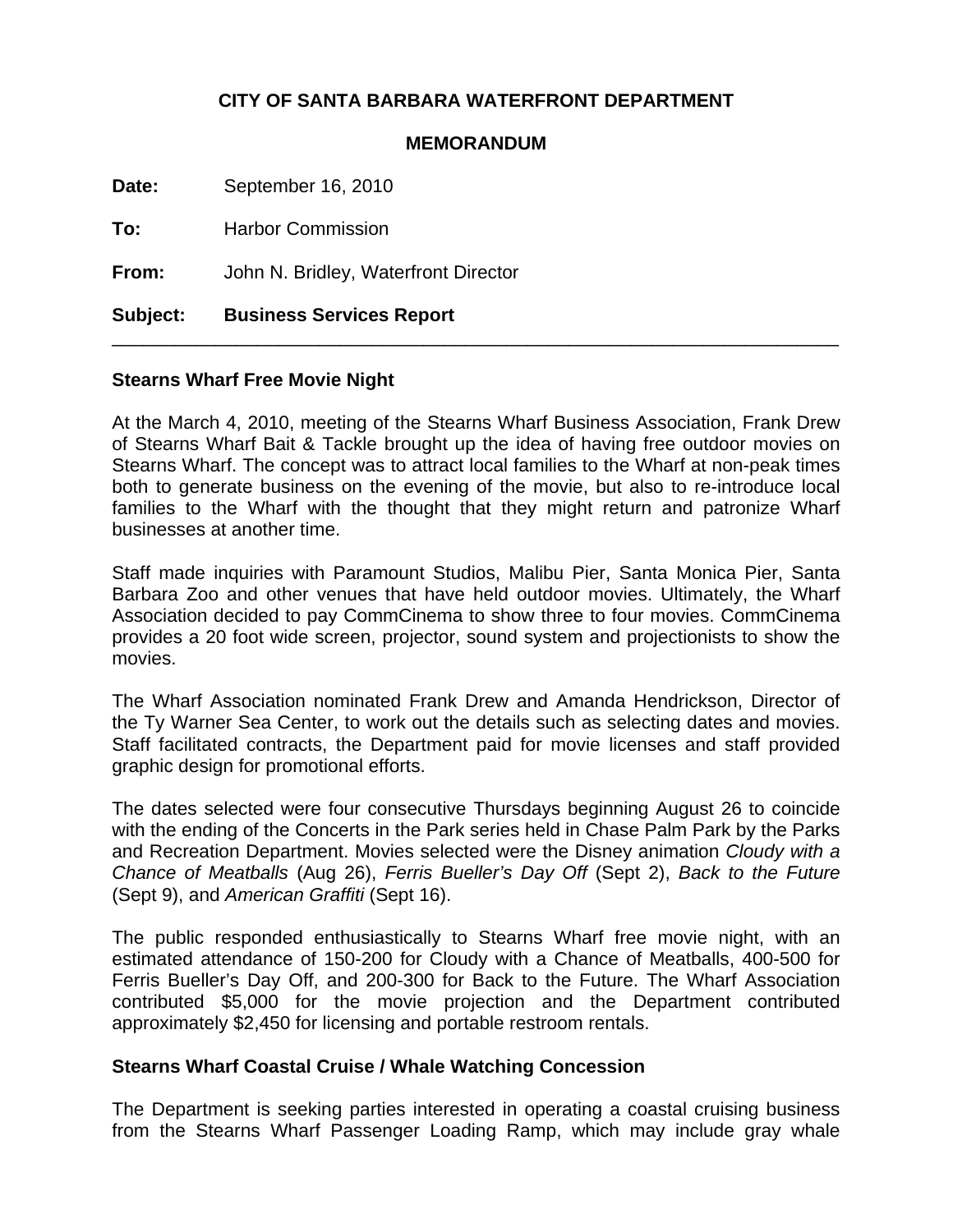**CITY OF SANTA BARBARA WATERFRONT DEPARTMENT**

**MEMORANDUM**

**Date:** September 16, 2010

**To:** Harbor Commission

**From:** John N. Bridley, Waterfront Director

**Subject: Business Services Report**

---

## Stearns Wharf Free Movie Night

At the March 4, 2010, meeting of the Stearns Wharf Business Association, Frank Drew of Stearns Wharf Bait & Tackle brought up the idea of having free outdoor movies on Stearns Wharf. The concept was to attract local families to the Wharf at non-peak times both to generate business on the evening of the movie, but also to re-introduce local families to the Wharf with the thought that they might return and patronize Wharf businesses at another time.

Staff made inquiries with Paramount Studios, Malibu Pier, Santa Monica Pier, Santa Barbara Zoo and other venues that have held outdoor movies. Ultimately, the Wharf Association decided to pay CommCinema to show three to four movies. CommCinema provides a 20 foot wide screen, projector, sound system and projectionists to show the movies.

The Wharf Association nominated Frank Drew and Amanda Hendrickson, Director of the Ty Warner Sea Center, to work out the details such as selecting dates and movies. Staff facilitated contracts, the Department paid for movie licenses and staff provided graphic design for promotional efforts.

The dates selected were four consecutive Thursdays beginning August 26 to coincide with the ending of the Concerts in the Park series held in Chase Palm Park by the Parks and Recreation Department. Movies selected were the Disney animation *Cloudy with a Chance of Meatballs* (Aug 26), *Ferris Bueller's Day Off* (Sept 2), *Back to the Future* (Sept 9), and *American Graffiti* (Sept 16).

The public responded enthusiastically to Stearns Wharf free movie night, with an estimated attendance of 150-200 for Cloudy with a Chance of Meatballs, 400-500 for Ferris Bueller's Day Off, and 200-300 for Back to the Future. The Wharf Association contributed $5,000 for the movie projection and the Department contributed approximately $2,450 for licensing and portable restroom rentals.

## Stearns Wharf Coastal Cruise / Whale Watching Concession

The Department is seeking parties interested in operating a coastal cruising business from the Stearns Wharf Passenger Loading Ramp, which may include gray whale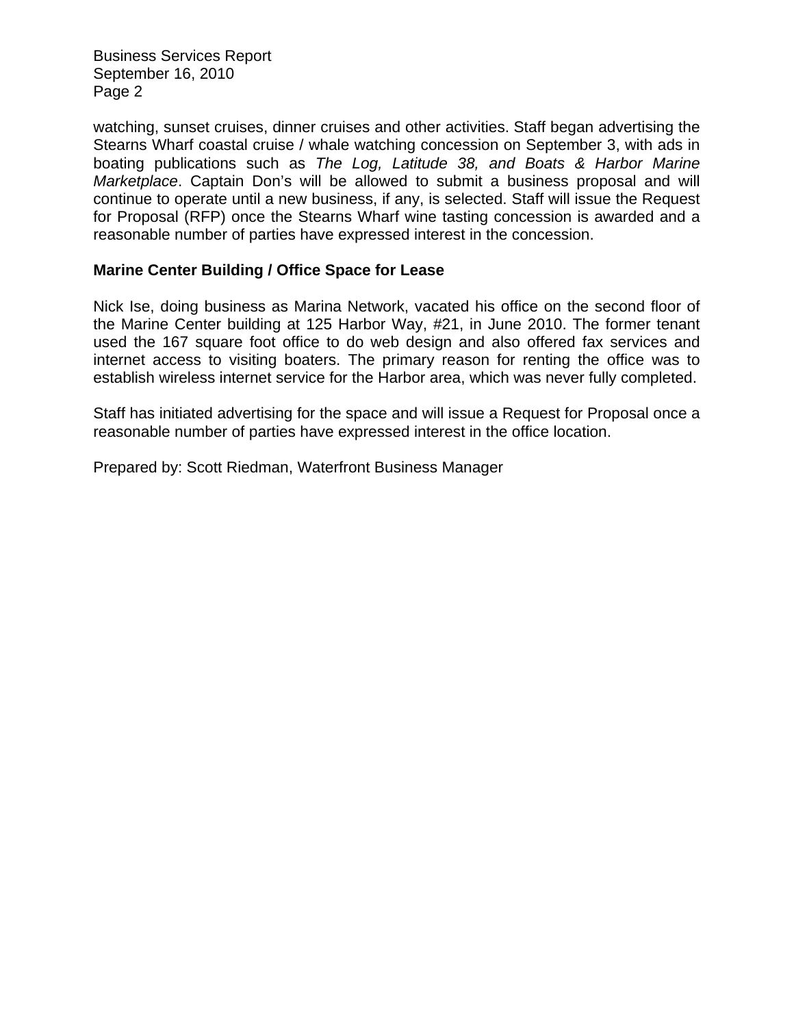watching, sunset cruises, dinner cruises and other activities. Staff began advertising the Stearns Wharf coastal cruise / whale watching concession on September 3, with ads in boating publications such as *The Log, Latitude 38, and Boats & Harbor Marine Marketplace*. Captain Don's will be allowed to submit a business proposal and will continue to operate until a new business, if any, is selected. Staff will issue the Request for Proposal (RFP) once the Stearns Wharf wine tasting concession is awarded and a reasonable number of parties have expressed interest in the concession.

**Marine Center Building / Office Space for Lease**

Nick Ise, doing business as Marina Network, vacated his office on the second floor of the Marine Center building at 125 Harbor Way, #21, in June 2010. The former tenant used the 167 square foot office to do web design and also offered fax services and internet access to visiting boaters. The primary reason for renting the office was to establish wireless internet service for the Harbor area, which was never fully completed.

Staff has initiated advertising for the space and will issue a Request for Proposal once a reasonable number of parties have expressed interest in the office location.

Prepared by: Scott Riedman, Waterfront Business Manager